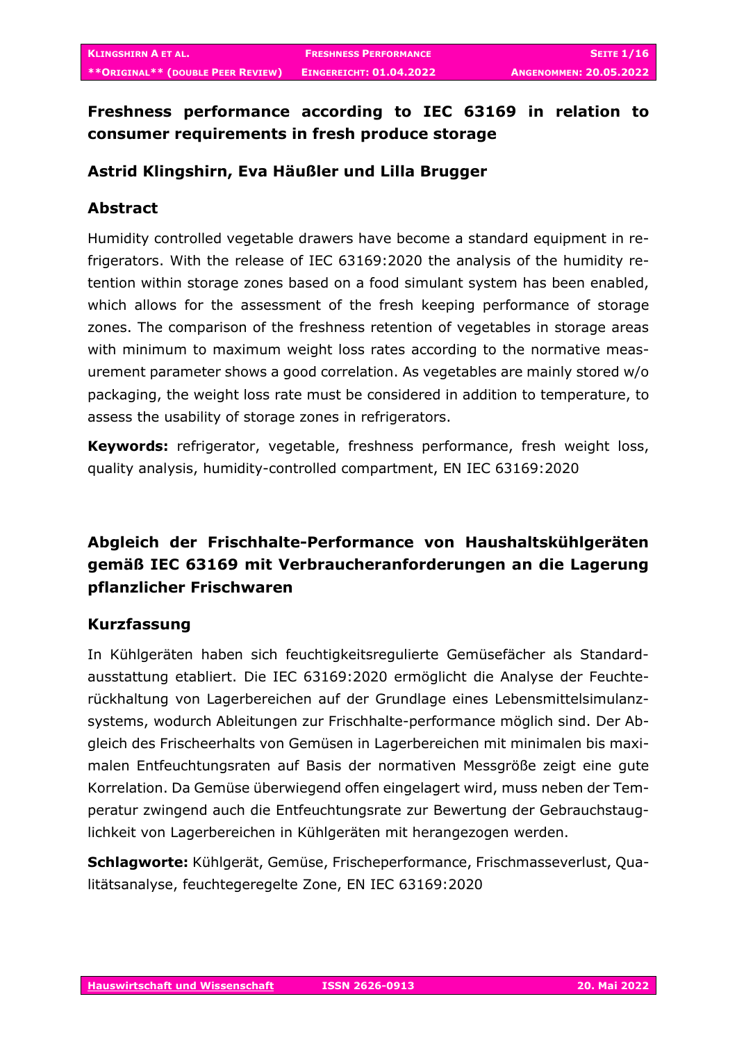# Freshness performance according to IEC 63169 in relation to consumer requirements in fresh produce storage

**Astrid Klingshirn, Eva Häußler und Lilla Brugger**

## Abstract

Humidity controlled vegetable drawers have become a standard equipment in refrigerators. With the release of IEC 63169:2020 the analysis of the humidity retention within storage zones based on a food simulant system has been enabled, which allows for the assessment of the fresh keeping performance of storage zones. The comparison of the freshness retention of vegetables in storage areas with minimum to maximum weight loss rates according to the normative measurement parameter shows a good correlation. As vegetables are mainly stored w/o packaging, the weight loss rate must be considered in addition to temperature, to assess the usability of storage zones in refrigerators.

**Keywords:** refrigerator, vegetable, freshness performance, fresh weight loss, quality analysis, humidity-controlled compartment, EN IEC 63169:2020

# Abgleich der Frischhalte-Performance von Haushaltskühlgeräten gemäß IEC 63169 mit Verbraucheranforderungen an die Lagerung pflanzlicher Frischwaren

## Kurzfassung

In Kühlgeräten haben sich feuchtigkeitsregulierte Gemüsefächer als Standardausstattung etabliert. Die IEC 63169:2020 ermöglicht die Analyse der Feuchterückhaltung von Lagerbereichen auf der Grundlage eines Lebensmittelsimulanzsystems, wodurch Ableitungen zur Frischhalte-performance möglich sind. Der Abgleich des Frischeerhalts von Gemüsen in Lagerbereichen mit minimalen bis maximalen Entfeuchtungsraten auf Basis der normativen Messgröße zeigt eine gute Korrelation. Da Gemüse überwiegend offen eingelagert wird, muss neben der Temperatur zwingend auch die Entfeuchtungsrate zur Bewertung der Gebrauchstauglichkeit von Lagerbereichen in Kühlgeräten mit herangezogen werden.

**Schlagworte:** Kühlgerät, Gemüse, Frischeperformance, Frischmasseverlust, Qualitätsanalyse, feuchtegeregelte Zone, EN IEC 63169:2020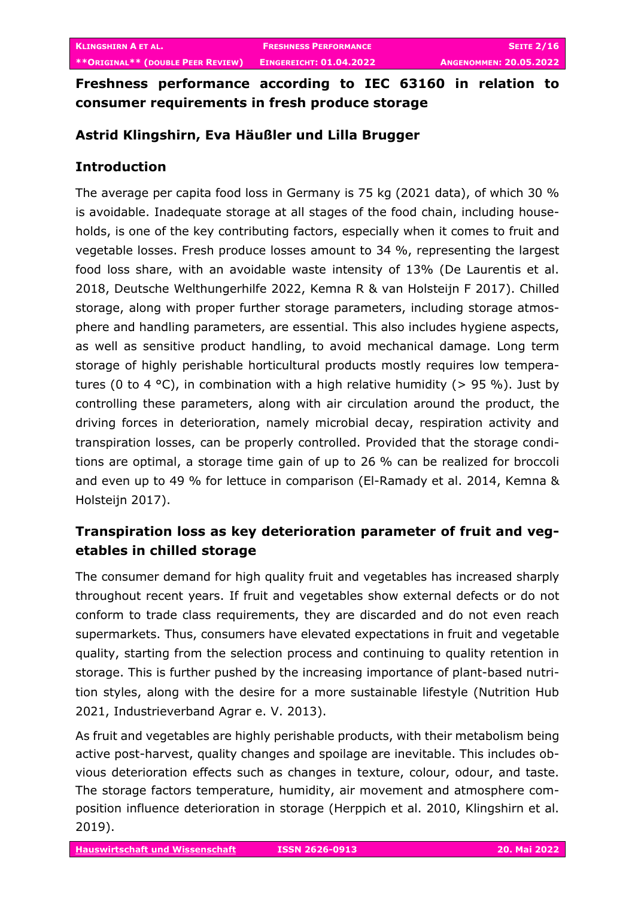# Freshness performance according to IEC 63160 in relation to consumer requirements in fresh produce storage

**Astrid Klingshirn, Eva Häußler und Lilla Brugger**

## Introduction

The average per capita food loss in Germany is 75 kg (2021 data), of which 30 % is avoidable. Inadequate storage at all stages of the food chain, including households, is one of the key contributing factors, especially when it comes to fruit and vegetable losses. Fresh produce losses amount to 34 %, representing the largest food loss share, with an avoidable waste intensity of 13% (De Laurentis et al. 2018, Deutsche Welthungerhilfe 2022, Kemna R & van Holsteijn F 2017). Chilled storage, along with proper further storage parameters, including storage atmosphere and handling parameters, are essential. This also includes hygiene aspects, as well as sensitive product handling, to avoid mechanical damage. Long term storage of highly perishable horticultural products mostly requires low temperatures (0 to 4 °C), in combination with a high relative humidity (> 95 %). Just by controlling these parameters, along with air circulation around the product, the driving forces in deterioration, namely microbial decay, respiration activity and transpiration losses, can be properly controlled. Provided that the storage conditions are optimal, a storage time gain of up to 26 % can be realized for broccoli and even up to 49 % for lettuce in comparison (El-Ramady et al. 2014, Kemna & Holsteijn 2017).

## Transpiration loss as key deterioration parameter of fruit and vegetables in chilled storage

The consumer demand for high quality fruit and vegetables has increased sharply throughout recent years. If fruit and vegetables show external defects or do not conform to trade class requirements, they are discarded and do not even reach supermarkets. Thus, consumers have elevated expectations in fruit and vegetable quality, starting from the selection process and continuing to quality retention in storage. This is further pushed by the increasing importance of plant-based nutrition styles, along with the desire for a more sustainable lifestyle (Nutrition Hub 2021, Industrieverband Agrar e. V. 2013).

As fruit and vegetables are highly perishable products, with their metabolism being active post-harvest, quality changes and spoilage are inevitable. This includes obvious deterioration effects such as changes in texture, colour, odour, and taste. The storage factors temperature, humidity, air movement and atmosphere composition influence deterioration in storage (Herppich et al. 2010, Klingshirn et al. 2019).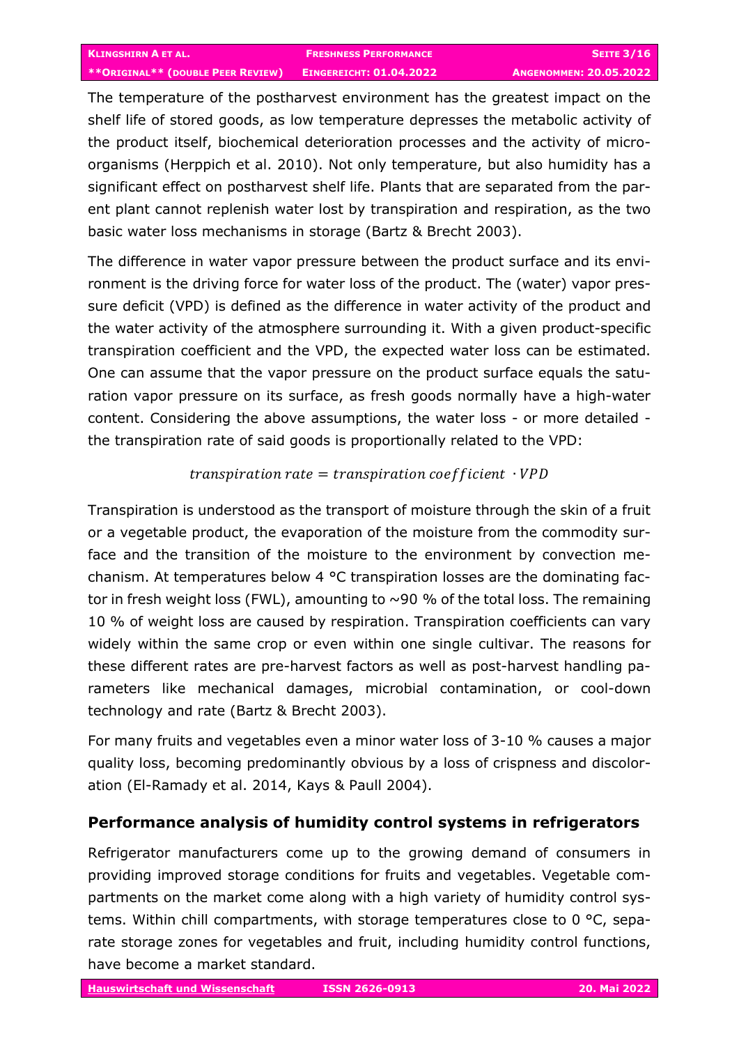The temperature of the postharvest environment has the greatest impact on the shelf life of stored goods, as low temperature depresses the metabolic activity of the product itself, biochemical deterioration processes and the activity of microorganisms (Herppich et al. 2010). Not only temperature, but also humidity has a significant effect on postharvest shelf life. Plants that are separated from the parent plant cannot replenish water lost by transpiration and respiration, as the two basic water loss mechanisms in storage (Bartz & Brecht 2003).

The difference in water vapor pressure between the product surface and its environment is the driving force for water loss of the product. The (water) vapor pressure deficit (VPD) is defined as the difference in water activity of the product and the water activity of the atmosphere surrounding it. With a given product-specific transpiration coefficient and the VPD, the expected water loss can be estimated. One can assume that the vapor pressure on the product surface equals the saturation vapor pressure on its surface, as fresh goods normally have a high-water content. Considering the above assumptions, the water loss - or more detailed - the transpiration rate of said goods is proportionally related to the VPD:

$$transpiration\ rate = transpiration\ coefficient\ \cdot VPD$$

Transpiration is understood as the transport of moisture through the skin of a fruit or a vegetable product, the evaporation of the moisture from the commodity surface and the transition of the moisture to the environment by convection mechanism. At temperatures below 4 °C transpiration losses are the dominating factor in fresh weight loss (FWL), amounting to ~90 % of the total loss. The remaining 10 % of weight loss are caused by respiration. Transpiration coefficients can vary widely within the same crop or even within one single cultivar. The reasons for these different rates are pre-harvest factors as well as post-harvest handling parameters like mechanical damages, microbial contamination, or cool-down technology and rate (Bartz & Brecht 2003).

For many fruits and vegetables even a minor water loss of 3-10 % causes a major quality loss, becoming predominantly obvious by a loss of crispness and discoloration (El-Ramady et al. 2014, Kays & Paull 2004).

## Performance analysis of humidity control systems in refrigerators

Refrigerator manufacturers come up to the growing demand of consumers in providing improved storage conditions for fruits and vegetables. Vegetable compartments on the market come along with a high variety of humidity control systems. Within chill compartments, with storage temperatures close to 0 °C, separate storage zones for vegetables and fruit, including humidity control functions, have become a market standard.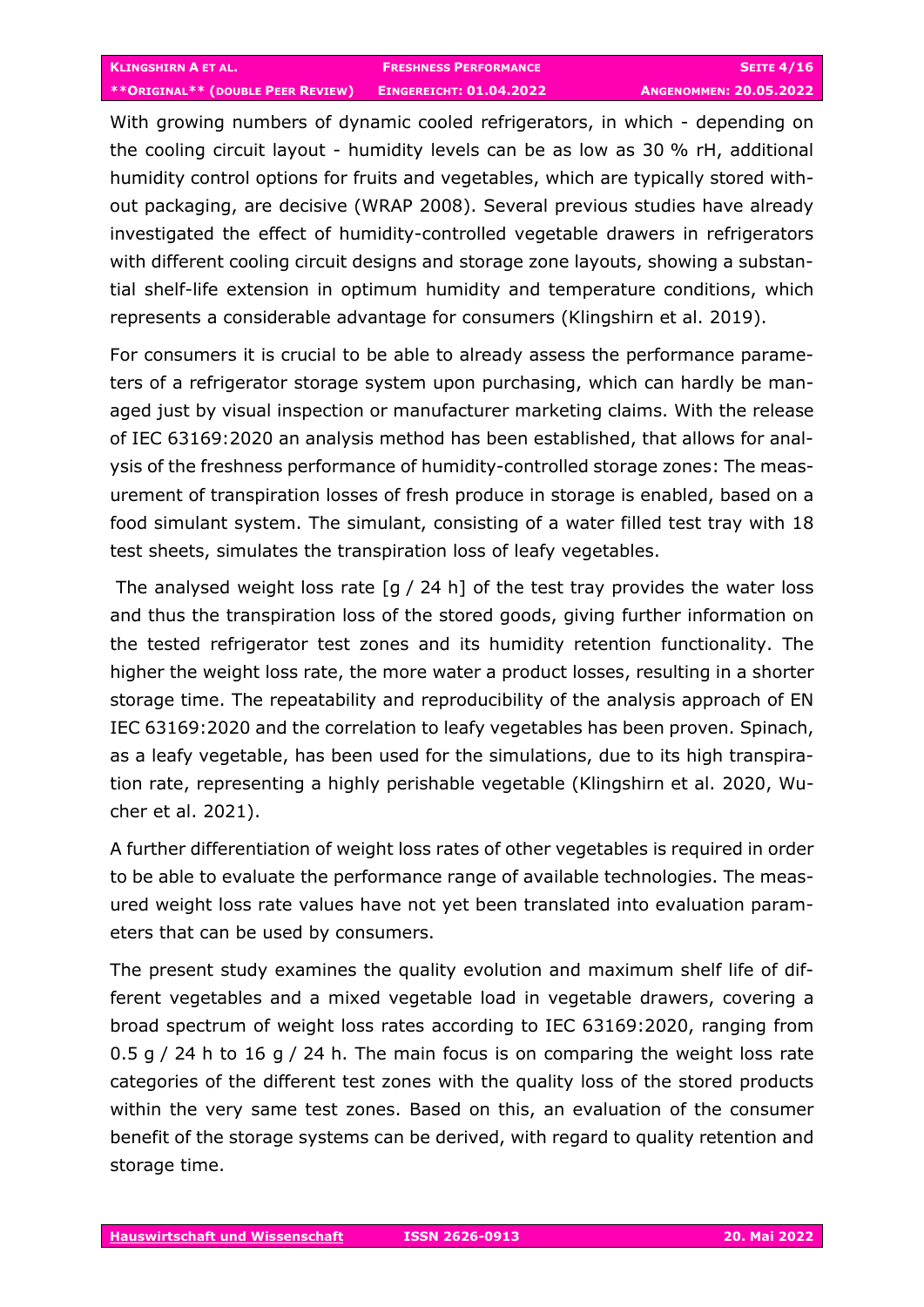With growing numbers of dynamic cooled refrigerators, in which - depending on the cooling circuit layout - humidity levels can be as low as 30 % rH, additional humidity control options for fruits and vegetables, which are typically stored without packaging, are decisive (WRAP 2008). Several previous studies have already investigated the effect of humidity-controlled vegetable drawers in refrigerators with different cooling circuit designs and storage zone layouts, showing a substantial shelf-life extension in optimum humidity and temperature conditions, which represents a considerable advantage for consumers (Klingshirn et al. 2019).

For consumers it is crucial to be able to already assess the performance parameters of a refrigerator storage system upon purchasing, which can hardly be managed just by visual inspection or manufacturer marketing claims. With the release of IEC 63169:2020 an analysis method has been established, that allows for analysis of the freshness performance of humidity-controlled storage zones: The measurement of transpiration losses of fresh produce in storage is enabled, based on a food simulant system. The simulant, consisting of a water filled test tray with 18 test sheets, simulates the transpiration loss of leafy vegetables.

The analysed weight loss rate [g / 24 h] of the test tray provides the water loss and thus the transpiration loss of the stored goods, giving further information on the tested refrigerator test zones and its humidity retention functionality. The higher the weight loss rate, the more water a product losses, resulting in a shorter storage time. The repeatability and reproducibility of the analysis approach of EN IEC 63169:2020 and the correlation to leafy vegetables has been proven. Spinach, as a leafy vegetable, has been used for the simulations, due to its high transpiration rate, representing a highly perishable vegetable (Klingshirn et al. 2020, Wucher et al. 2021).

A further differentiation of weight loss rates of other vegetables is required in order to be able to evaluate the performance range of available technologies. The measured weight loss rate values have not yet been translated into evaluation parameters that can be used by consumers.

The present study examines the quality evolution and maximum shelf life of different vegetables and a mixed vegetable load in vegetable drawers, covering a broad spectrum of weight loss rates according to IEC 63169:2020, ranging from 0.5 g / 24 h to 16 g / 24 h. The main focus is on comparing the weight loss rate categories of the different test zones with the quality loss of the stored products within the very same test zones. Based on this, an evaluation of the consumer benefit of the storage systems can be derived, with regard to quality retention and storage time.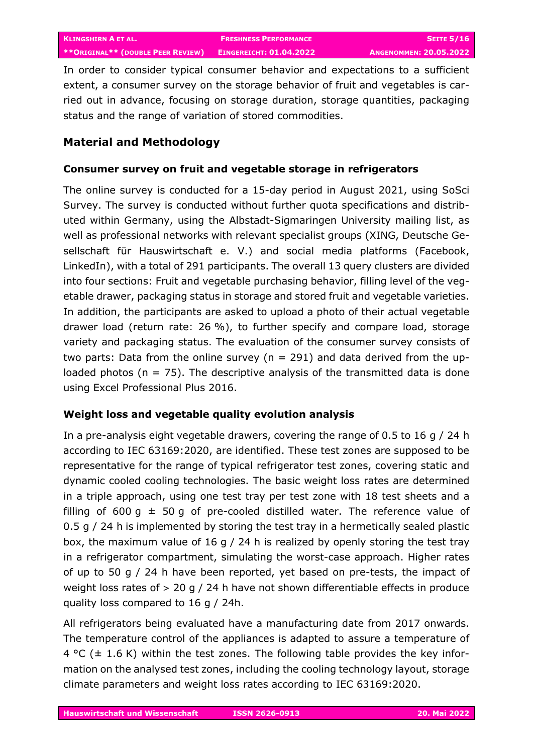In order to consider typical consumer behavior and expectations to a sufficient extent, a consumer survey on the storage behavior of fruit and vegetables is carried out in advance, focusing on storage duration, storage quantities, packaging status and the range of variation of stored commodities.

## Material and Methodology

### Consumer survey on fruit and vegetable storage in refrigerators

The online survey is conducted for a 15-day period in August 2021, using SoSci Survey. The survey is conducted without further quota specifications and distributed within Germany, using the Albstadt-Sigmaringen University mailing list, as well as professional networks with relevant specialist groups (XING, Deutsche Gesellschaft für Hauswirtschaft e. V.) and social media platforms (Facebook, LinkedIn), with a total of 291 participants. The overall 13 query clusters are divided into four sections: Fruit and vegetable purchasing behavior, filling level of the vegetable drawer, packaging status in storage and stored fruit and vegetable varieties. In addition, the participants are asked to upload a photo of their actual vegetable drawer load (return rate: 26 %), to further specify and compare load, storage variety and packaging status. The evaluation of the consumer survey consists of two parts: Data from the online survey ($n = 291$) and data derived from the uploaded photos ($n = 75$). The descriptive analysis of the transmitted data is done using Excel Professional Plus 2016.

### Weight loss and vegetable quality evolution analysis

In a pre-analysis eight vegetable drawers, covering the range of 0.5 to 16 g / 24 h according to IEC 63169:2020, are identified. These test zones are supposed to be representative for the range of typical refrigerator test zones, covering static and dynamic cooled cooling technologies. The basic weight loss rates are determined in a triple approach, using one test tray per test zone with 18 test sheets and a filling of 600 g ± 50 g of pre-cooled distilled water. The reference value of 0.5 g / 24 h is implemented by storing the test tray in a hermetically sealed plastic box, the maximum value of 16 g / 24 h is realized by openly storing the test tray in a refrigerator compartment, simulating the worst-case approach. Higher rates of up to 50 g / 24 h have been reported, yet based on pre-tests, the impact of weight loss rates of > 20 g / 24 h have not shown differentiable effects in produce quality loss compared to 16 g / 24h.

All refrigerators being evaluated have a manufacturing date from 2017 onwards. The temperature control of the appliances is adapted to assure a temperature of 4 °C (± 1.6 K) within the test zones. The following table provides the key information on the analysed test zones, including the cooling technology layout, storage climate parameters and weight loss rates according to IEC 63169:2020.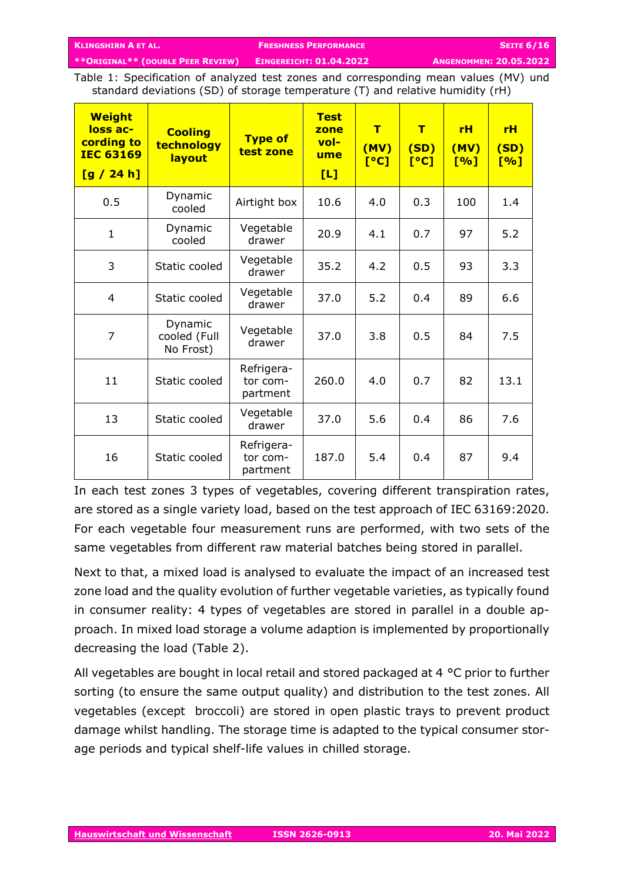Table 1: Specification of analyzed test zones and corresponding mean values (MV) und standard deviations (SD) of storage temperature (T) and relative humidity (rH)

| Weight loss according to IEC 63169 [g / 24 h] | Cooling technology layout | Type of test zone | Test zone volume [L] | T (MV) [°C] | T (SD) [°C] | rH (MV) [%] | rH (SD) [%] |
|---|---|---|---|---|---|---|---|
| 0.5 | Dynamic cooled | Airtight box | 10.6 | 4.0 | 0.3 | 100 | 1.4 |
| 1 | Dynamic cooled | Vegetable drawer | 20.9 | 4.1 | 0.7 | 97 | 5.2 |
| 3 | Static cooled | Vegetable drawer | 35.2 | 4.2 | 0.5 | 93 | 3.3 |
| 4 | Static cooled | Vegetable drawer | 37.0 | 5.2 | 0.4 | 89 | 6.6 |
| 7 | Dynamic cooled (Full No Frost) | Vegetable drawer | 37.0 | 3.8 | 0.5 | 84 | 7.5 |
| 11 | Static cooled | Refrigerator compartment | 260.0 | 4.0 | 0.7 | 82 | 13.1 |
| 13 | Static cooled | Vegetable drawer | 37.0 | 5.6 | 0.4 | 86 | 7.6 |
| 16 | Static cooled | Refrigerator compartment | 187.0 | 5.4 | 0.4 | 87 | 9.4 |

In each test zones 3 types of vegetables, covering different transpiration rates, are stored as a single variety load, based on the test approach of IEC 63169:2020. For each vegetable four measurement runs are performed, with two sets of the same vegetables from different raw material batches being stored in parallel.

Next to that, a mixed load is analysed to evaluate the impact of an increased test zone load and the quality evolution of further vegetable varieties, as typically found in consumer reality: 4 types of vegetables are stored in parallel in a double approach. In mixed load storage a volume adaption is implemented by proportionally decreasing the load (Table 2).

All vegetables are bought in local retail and stored packaged at 4 °C prior to further sorting (to ensure the same output quality) and distribution to the test zones. All vegetables (except broccoli) are stored in open plastic trays to prevent product damage whilst handling. The storage time is adapted to the typical consumer storage periods and typical shelf-life values in chilled storage.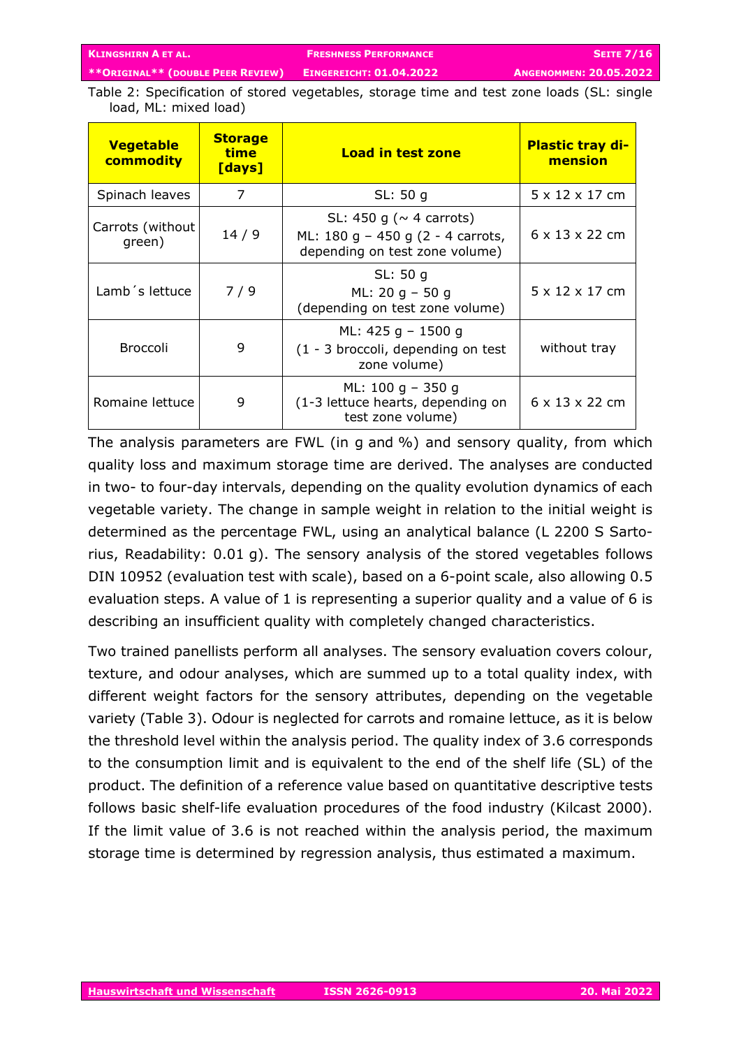Table 2: Specification of stored vegetables, storage time and test zone loads (SL: single load, ML: mixed load)

| Vegetable commodity | Storage time [days] | Load in test zone | Plastic tray dimension |
|---|---|---|---|
| Spinach leaves | 7 | SL: 50 g | 5 x 12 x 17 cm |
| Carrots (without green) | 14 / 9 | SL: 450 g (~ 4 carrots)<br>ML: 180 g – 450 g (2 - 4 carrots, depending on test zone volume) | 6 x 13 x 22 cm |
| Lamb´s lettuce | 7 / 9 | SL: 50 g<br>ML: 20 g – 50 g<br>(depending on test zone volume) | 5 x 12 x 17 cm |
| Broccoli | 9 | ML: 425 g – 1500 g<br>(1 - 3 broccoli, depending on test zone volume) | without tray |
| Romaine lettuce | 9 | ML: 100 g – 350 g<br>(1-3 lettuce hearts, depending on test zone volume) | 6 x 13 x 22 cm |

The analysis parameters are FWL (in g and %) and sensory quality, from which quality loss and maximum storage time are derived. The analyses are conducted in two- to four-day intervals, depending on the quality evolution dynamics of each vegetable variety. The change in sample weight in relation to the initial weight is determined as the percentage FWL, using an analytical balance (L 2200 S Sartorius, Readability: 0.01 g). The sensory analysis of the stored vegetables follows DIN 10952 (evaluation test with scale), based on a 6-point scale, also allowing 0.5 evaluation steps. A value of 1 is representing a superior quality and a value of 6 is describing an insufficient quality with completely changed characteristics.

Two trained panellists perform all analyses. The sensory evaluation covers colour, texture, and odour analyses, which are summed up to a total quality index, with different weight factors for the sensory attributes, depending on the vegetable variety (Table 3). Odour is neglected for carrots and romaine lettuce, as it is below the threshold level within the analysis period. The quality index of 3.6 corresponds to the consumption limit and is equivalent to the end of the shelf life (SL) of the product. The definition of a reference value based on quantitative descriptive tests follows basic shelf-life evaluation procedures of the food industry (Kilcast 2000). If the limit value of 3.6 is not reached within the analysis period, the maximum storage time is determined by regression analysis, thus estimated a maximum.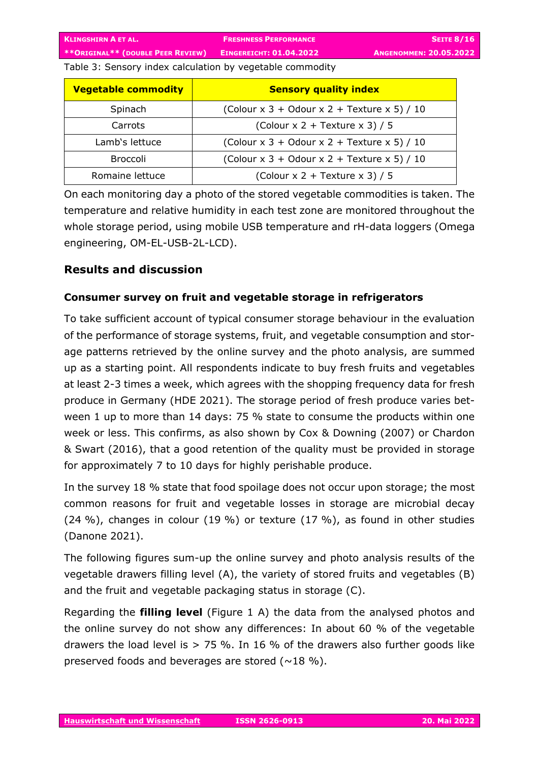Table 3: Sensory index calculation by vegetable commodity

| Vegetable commodity | Sensory quality index |
|---|---|
| Spinach | (Colour x 3 + Odour x 2 + Texture x 5) / 10 |
| Carrots | (Colour x 2 + Texture x 3) / 5 |
| Lamb's lettuce | (Colour x 3 + Odour x 2 + Texture x 5) / 10 |
| Broccoli | (Colour x 3 + Odour x 2 + Texture x 5) / 10 |
| Romaine lettuce | (Colour x 2 + Texture x 3) / 5 |

On each monitoring day a photo of the stored vegetable commodities is taken. The temperature and relative humidity in each test zone are monitored throughout the whole storage period, using mobile USB temperature and rH-data loggers (Omega engineering, OM-EL-USB-2L-LCD).

## Results and discussion

### Consumer survey on fruit and vegetable storage in refrigerators

To take sufficient account of typical consumer storage behaviour in the evaluation of the performance of storage systems, fruit, and vegetable consumption and storage patterns retrieved by the online survey and the photo analysis, are summed up as a starting point. All respondents indicate to buy fresh fruits and vegetables at least 2-3 times a week, which agrees with the shopping frequency data for fresh produce in Germany (HDE 2021). The storage period of fresh produce varies between 1 up to more than 14 days: 75 % state to consume the products within one week or less. This confirms, as also shown by Cox & Downing (2007) or Chardon & Swart (2016), that a good retention of the quality must be provided in storage for approximately 7 to 10 days for highly perishable produce.

In the survey 18 % state that food spoilage does not occur upon storage; the most common reasons for fruit and vegetable losses in storage are microbial decay (24 %), changes in colour (19 %) or texture (17 %), as found in other studies (Danone 2021).

The following figures sum-up the online survey and photo analysis results of the vegetable drawers filling level (A), the variety of stored fruits and vegetables (B) and the fruit and vegetable packaging status in storage (C).

Regarding the **filling level** (Figure 1 A) the data from the analysed photos and the online survey do not show any differences: In about 60 % of the vegetable drawers the load level is > 75 %. In 16 % of the drawers also further goods like preserved foods and beverages are stored (~18 %).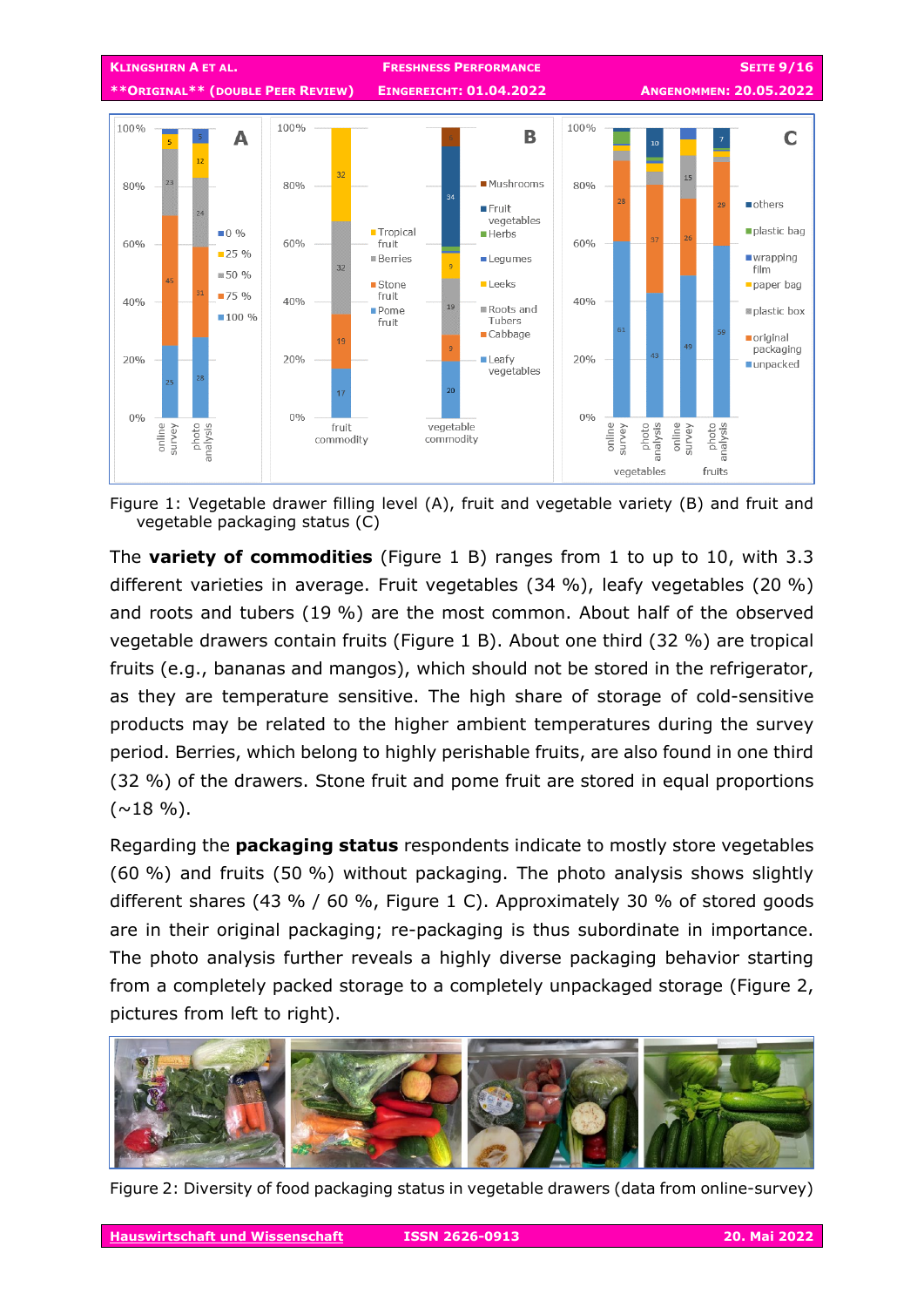Figure 1: Vegetable drawer filling level (A), fruit and vegetable variety (B) and fruit and vegetable packaging status (C)

The **variety of commodities** (Figure 1 B) ranges from 1 to up to 10, with 3.3 different varieties in average. Fruit vegetables (34 %), leafy vegetables (20 %) and roots and tubers (19 %) are the most common. About half of the observed vegetable drawers contain fruits (Figure 1 B). About one third (32 %) are tropical fruits (e.g., bananas and mangos), which should not be stored in the refrigerator, as they are temperature sensitive. The high share of storage of cold-sensitive products may be related to the higher ambient temperatures during the survey period. Berries, which belong to highly perishable fruits, are also found in one third (32 %) of the drawers. Stone fruit and pome fruit are stored in equal proportions (~18 %).

Regarding the **packaging status** respondents indicate to mostly store vegetables (60 %) and fruits (50 %) without packaging. The photo analysis shows slightly different shares (43 % / 60 %, Figure 1 C). Approximately 30 % of stored goods are in their original packaging; re-packaging is thus subordinate in importance. The photo analysis further reveals a highly diverse packaging behavior starting from a completely packed storage to a completely unpackaged storage (Figure 2, pictures from left to right).

Figure 2: Diversity of food packaging status in vegetable drawers (data from online-survey)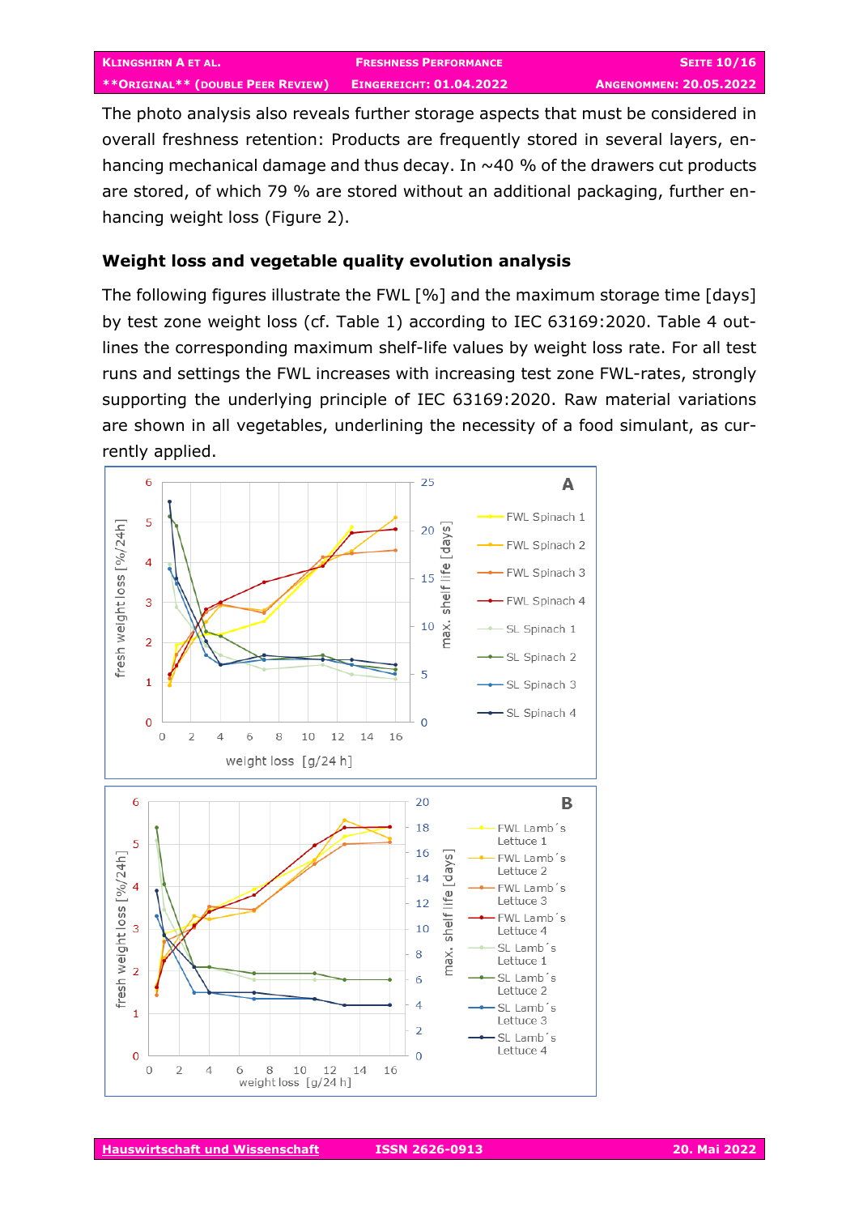The photo analysis also reveals further storage aspects that must be considered in overall freshness retention: Products are frequently stored in several layers, enhancing mechanical damage and thus decay. In ~40 % of the drawers cut products are stored, of which 79 % are stored without an additional packaging, further enhancing weight loss (Figure 2).

## Weight loss and vegetable quality evolution analysis

The following figures illustrate the FWL [%] and the maximum storage time [days] by test zone weight loss (cf. Table 1) according to IEC 63169:2020. Table 4 outlines the corresponding maximum shelf-life values by weight loss rate. For all test runs and settings the FWL increases with increasing test zone FWL-rates, strongly supporting the underlying principle of IEC 63169:2020. Raw material variations are shown in all vegetables, underlining the necessity of a food simulant, as currently applied.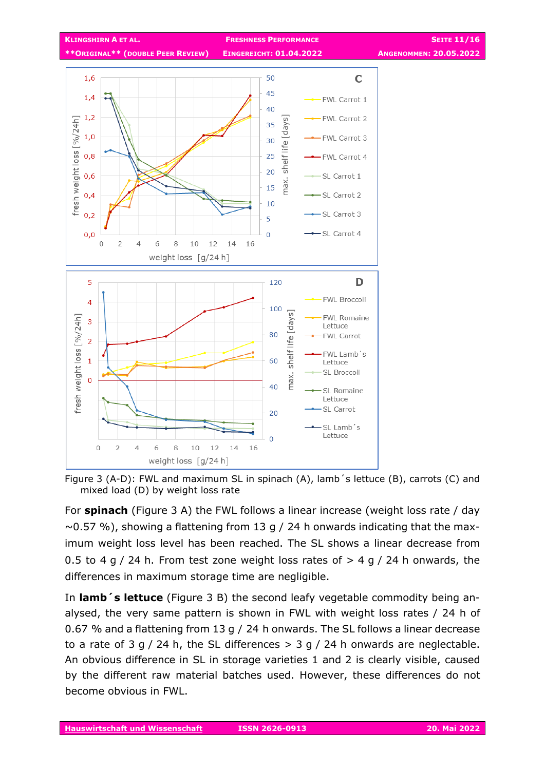Figure 3 (A-D): FWL and maximum SL in spinach (A), lamb´s lettuce (B), carrots (C) and mixed load (D) by weight loss rate

For **spinach** (Figure 3 A) the FWL follows a linear increase (weight loss rate / day ~0.57 %), showing a flattening from 13 g / 24 h onwards indicating that the maximum weight loss level has been reached. The SL shows a linear decrease from 0.5 to 4 g / 24 h. From test zone weight loss rates of > 4 g / 24 h onwards, the differences in maximum storage time are negligible.

In **lamb´s lettuce** (Figure 3 B) the second leafy vegetable commodity being analysed, the very same pattern is shown in FWL with weight loss rates / 24 h of 0.67 % and a flattening from 13 g / 24 h onwards. The SL follows a linear decrease to a rate of 3 g / 24 h, the SL differences > 3 g / 24 h onwards are neglectable. An obvious difference in SL in storage varieties 1 and 2 is clearly visible, caused by the different raw material batches used. However, these differences do not become obvious in FWL.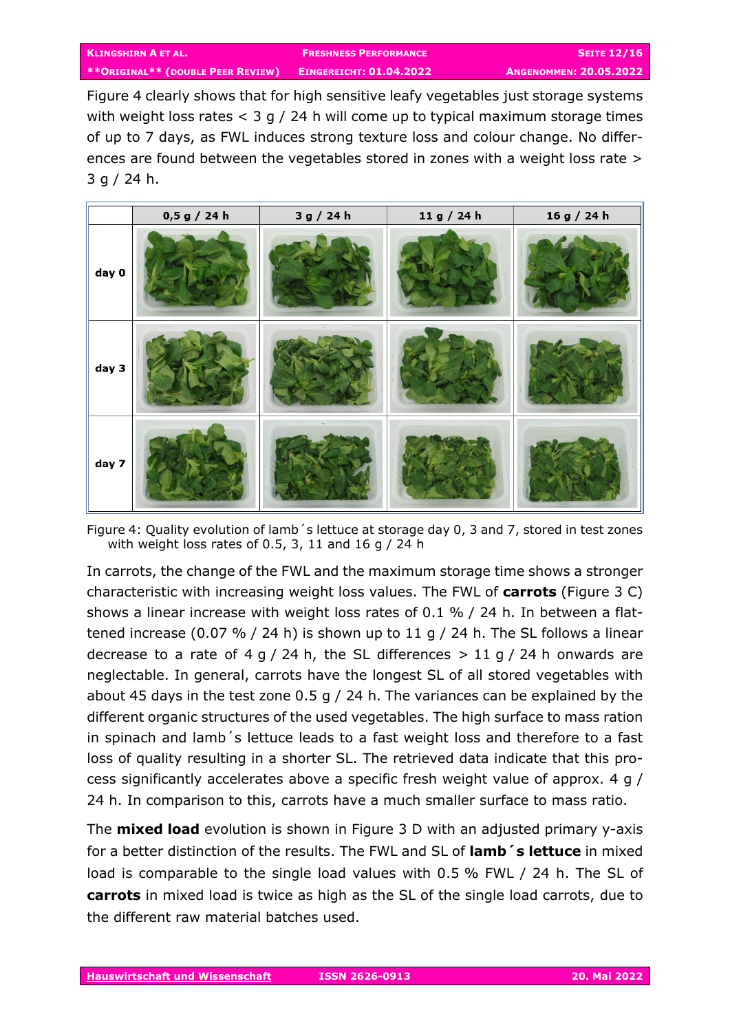Figure 4 clearly shows that for high sensitive leafy vegetables just storage systems with weight loss rates < 3 g / 24 h will come up to typical maximum storage times of up to 7 days, as FWL induces strong texture loss and colour change. No differences are found between the vegetables stored in zones with a weight loss rate > 3 g / 24 h.

| | 0,5 g / 24 h | 3 g / 24 h | 11 g / 24 h | 16 g / 24 h |
|---|---|---|---|---|
| day 0 | | | | |
| day 3 | | | | |
| day 7 | | | | |

Figure 4: Quality evolution of lamb´s lettuce at storage day 0, 3 and 7, stored in test zones with weight loss rates of 0.5, 3, 11 and 16 g / 24 h

In carrots, the change of the FWL and the maximum storage time shows a stronger characteristic with increasing weight loss values. The FWL of **carrots** (Figure 3 C) shows a linear increase with weight loss rates of 0.1 % / 24 h. In between a flattened increase (0.07 % / 24 h) is shown up to 11 g / 24 h. The SL follows a linear decrease to a rate of 4 g / 24 h, the SL differences > 11 g / 24 h onwards are neglectable. In general, carrots have the longest SL of all stored vegetables with about 45 days in the test zone 0.5 g / 24 h. The variances can be explained by the different organic structures of the used vegetables. The high surface to mass ration in spinach and lamb´s lettuce leads to a fast weight loss and therefore to a fast loss of quality resulting in a shorter SL. The retrieved data indicate that this process significantly accelerates above a specific fresh weight value of approx. 4 g / 24 h. In comparison to this, carrots have a much smaller surface to mass ratio.

The **mixed load** evolution is shown in Figure 3 D with an adjusted primary y-axis for a better distinction of the results. The FWL and SL of **lamb´s lettuce** in mixed load is comparable to the single load values with 0.5 % FWL / 24 h. The SL of **carrots** in mixed load is twice as high as the SL of the single load carrots, due to the different raw material batches used.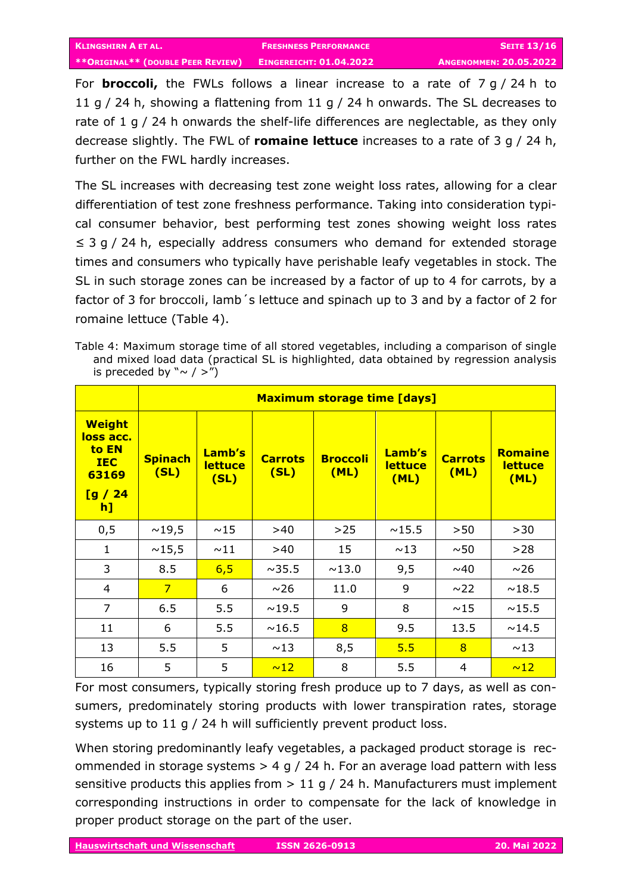For **broccoli,** the FWLs follows a linear increase to a rate of 7 g / 24 h to 11 g / 24 h, showing a flattening from 11 g / 24 h onwards. The SL decreases to rate of 1 g / 24 h onwards the shelf-life differences are neglectable, as they only decrease slightly. The FWL of **romaine lettuce** increases to a rate of 3 g / 24 h, further on the FWL hardly increases.

The SL increases with decreasing test zone weight loss rates, allowing for a clear differentiation of test zone freshness performance. Taking into consideration typical consumer behavior, best performing test zones showing weight loss rates ≤ 3 g / 24 h, especially address consumers who demand for extended storage times and consumers who typically have perishable leafy vegetables in stock. The SL in such storage zones can be increased by a factor of up to 4 for carrots, by a factor of 3 for broccoli, lamb´s lettuce and spinach up to 3 and by a factor of 2 for romaine lettuce (Table 4).

Table 4: Maximum storage time of all stored vegetables, including a comparison of single and mixed load data (practical SL is highlighted, data obtained by regression analysis is preceded by "~ / >")

| | **Maximum storage time [days]** | | | | | | |
|---|---|---|---|---|---|---|---|
| **Weight loss acc. to EN IEC 63169 [g / 24 h]** | **Spinach (SL)** | **Lamb's lettuce (SL)** | **Carrots (SL)** | **Broccoli (ML)** | **Lamb's lettuce (ML)** | **Carrots (ML)** | **Romaine lettuce (ML)** |
| 0,5 | ~19,5 | ~15 | >40 | >25 | ~15.5 | >50 | >30 |
| 1 | ~15,5 | ~11 | >40 | 15 | ~13 | ~50 | >28 |
| 3 | 8.5 | 6,5 | ~35.5 | ~13.0 | 9,5 | ~40 | ~26 |
| 4 | 7 | 6 | ~26 | 11.0 | 9 | ~22 | ~18.5 |
| 7 | 6.5 | 5.5 | ~19.5 | 9 | 8 | ~15 | ~15.5 |
| 11 | 6 | 5.5 | ~16.5 | 8 | 9.5 | 13.5 | ~14.5 |
| 13 | 5.5 | 5 | ~13 | 8,5 | 5.5 | 8 | ~13 |
| 16 | 5 | 5 | ~12 | 8 | 5.5 | 4 | ~12 |

For most consumers, typically storing fresh produce up to 7 days, as well as consumers, predominately storing products with lower transpiration rates, storage systems up to 11 g / 24 h will sufficiently prevent product loss.

When storing predominantly leafy vegetables, a packaged product storage is recommended in storage systems > 4 g / 24 h. For an average load pattern with less sensitive products this applies from > 11 g / 24 h. Manufacturers must implement corresponding instructions in order to compensate for the lack of knowledge in proper product storage on the part of the user.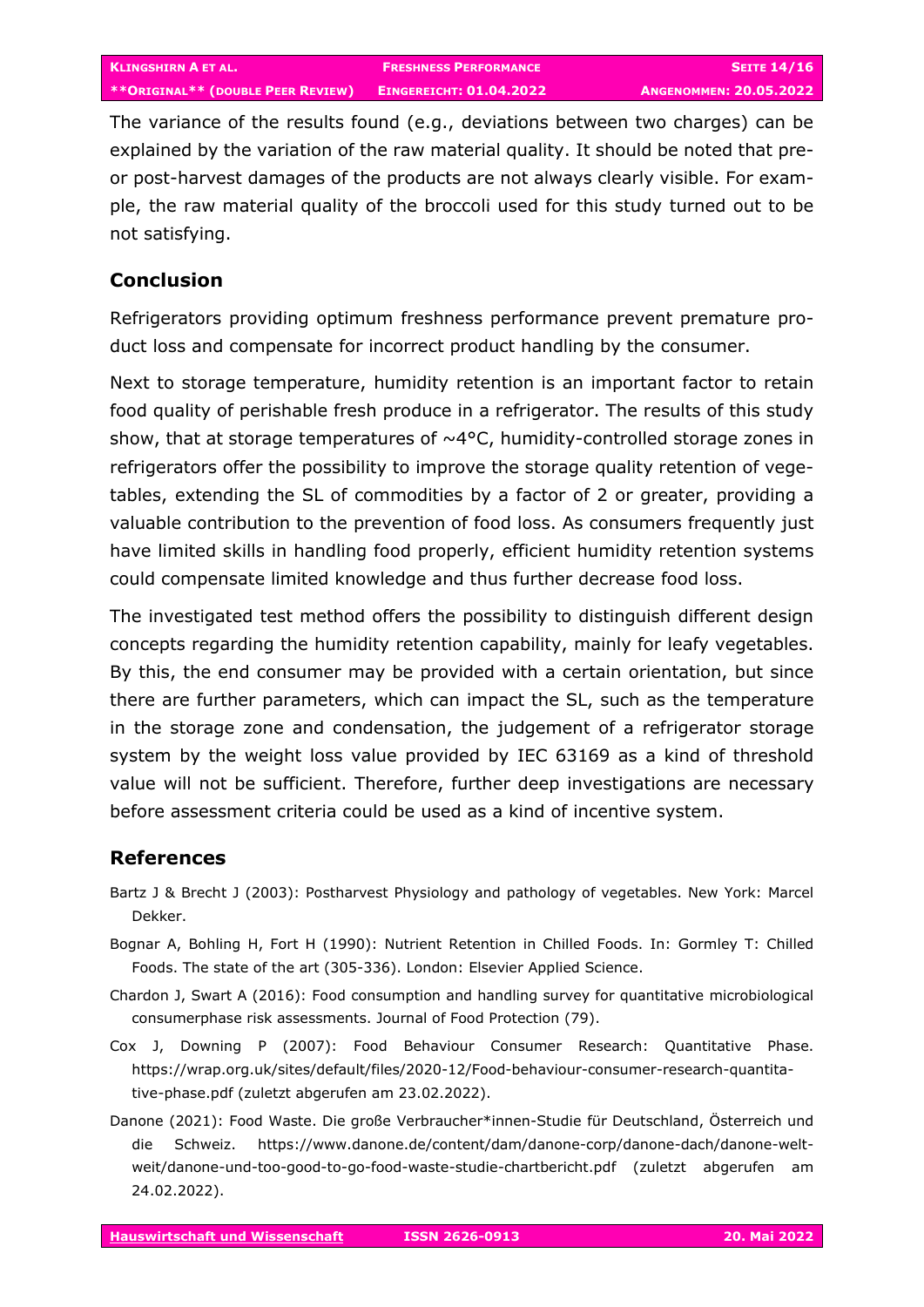The variance of the results found (e.g., deviations between two charges) can be explained by the variation of the raw material quality. It should be noted that pre- or post-harvest damages of the products are not always clearly visible. For example, the raw material quality of the broccoli used for this study turned out to be not satisfying.

## Conclusion

Refrigerators providing optimum freshness performance prevent premature product loss and compensate for incorrect product handling by the consumer.

Next to storage temperature, humidity retention is an important factor to retain food quality of perishable fresh produce in a refrigerator. The results of this study show, that at storage temperatures of ~4°C, humidity-controlled storage zones in refrigerators offer the possibility to improve the storage quality retention of vegetables, extending the SL of commodities by a factor of 2 or greater, providing a valuable contribution to the prevention of food loss. As consumers frequently just have limited skills in handling food properly, efficient humidity retention systems could compensate limited knowledge and thus further decrease food loss.

The investigated test method offers the possibility to distinguish different design concepts regarding the humidity retention capability, mainly for leafy vegetables. By this, the end consumer may be provided with a certain orientation, but since there are further parameters, which can impact the SL, such as the temperature in the storage zone and condensation, the judgement of a refrigerator storage system by the weight loss value provided by IEC 63169 as a kind of threshold value will not be sufficient. Therefore, further deep investigations are necessary before assessment criteria could be used as a kind of incentive system.

## References

Bartz J & Brecht J (2003): Postharvest Physiology and pathology of vegetables. New York: Marcel Dekker.

Bognar A, Bohling H, Fort H (1990): Nutrient Retention in Chilled Foods. In: Gormley T: Chilled Foods. The state of the art (305-336). London: Elsevier Applied Science.

Chardon J, Swart A (2016): Food consumption and handling survey for quantitative microbiological consumerphase risk assessments. Journal of Food Protection (79).

Cox J, Downing P (2007): Food Behaviour Consumer Research: Quantitative Phase. https://wrap.org.uk/sites/default/files/2020-12/Food-behaviour-consumer-research-quantitative-phase.pdf (zuletzt abgerufen am 23.02.2022).

Danone (2021): Food Waste. Die große Verbraucher*innen-Studie für Deutschland, Österreich und die Schweiz. https://www.danone.de/content/dam/danone-corp/danone-dach/danone-welt-weit/danone-und-too-good-to-go-food-waste-studie-chartbericht.pdf (zuletzt abgerufen am 24.02.2022).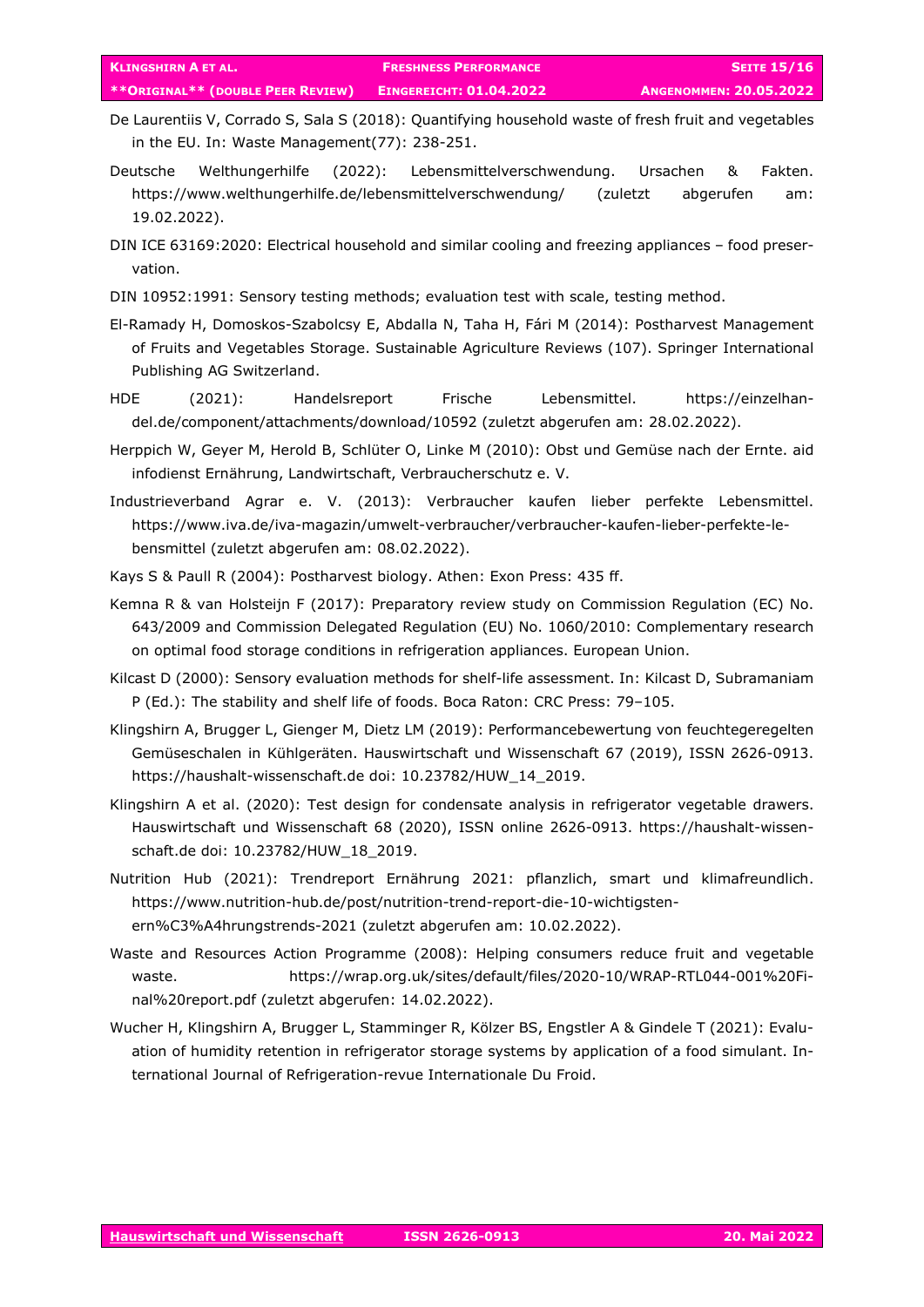De Laurentiis V, Corrado S, Sala S (2018): Quantifying household waste of fresh fruit and vegetables in the EU. In: Waste Management(77): 238-251.

Deutsche Welthungerhilfe (2022): Lebensmittelverschwendung. Ursachen & Fakten. https://www.welthungerhilfe.de/lebensmittelverschwendung/ (zuletzt abgerufen am: 19.02.2022).

DIN ICE 63169:2020: Electrical household and similar cooling and freezing appliances – food preservation.

DIN 10952:1991: Sensory testing methods; evaluation test with scale, testing method.

El-Ramady H, Domoskos-Szabolcsy E, Abdalla N, Taha H, Fári M (2014): Postharvest Management of Fruits and Vegetables Storage. Sustainable Agriculture Reviews (107). Springer International Publishing AG Switzerland.

HDE (2021): Handelsreport Frische Lebensmittel. https://einzelhandel.de/component/attachments/download/10592 (zuletzt abgerufen am: 28.02.2022).

Herppich W, Geyer M, Herold B, Schlüter O, Linke M (2010): Obst und Gemüse nach der Ernte. aid infodienst Ernährung, Landwirtschaft, Verbraucherschutz e. V.

Industrieverband Agrar e. V. (2013): Verbraucher kaufen lieber perfekte Lebensmittel. https://www.iva.de/iva-magazin/umwelt-verbraucher/verbraucher-kaufen-lieber-perfekte-lebensmittel (zuletzt abgerufen am: 08.02.2022).

Kays S & Paull R (2004): Postharvest biology. Athen: Exon Press: 435 ff.

Kemna R & van Holsteijn F (2017): Preparatory review study on Commission Regulation (EC) No. 643/2009 and Commission Delegated Regulation (EU) No. 1060/2010: Complementary research on optimal food storage conditions in refrigeration appliances. European Union.

Kilcast D (2000): Sensory evaluation methods for shelf-life assessment. In: Kilcast D, Subramaniam P (Ed.): The stability and shelf life of foods. Boca Raton: CRC Press: 79–105.

Klingshirn A, Brugger L, Gienger M, Dietz LM (2019): Performancebewertung von feuchtegeregelten Gemüseschalen in Kühlgeräten. Hauswirtschaft und Wissenschaft 67 (2019), ISSN 2626-0913. https://haushalt-wissenschaft.de doi: 10.23782/HUW_14_2019.

Klingshirn A et al. (2020): Test design for condensate analysis in refrigerator vegetable drawers. Hauswirtschaft und Wissenschaft 68 (2020), ISSN online 2626-0913. https://haushalt-wissenschaft.de doi: 10.23782/HUW_18_2019.

Nutrition Hub (2021): Trendreport Ernährung 2021: pflanzlich, smart und klimafreundlich. https://www.nutrition-hub.de/post/nutrition-trend-report-die-10-wichtigsten-ern%C3%A4hrungstrends-2021 (zuletzt abgerufen am: 10.02.2022).

Waste and Resources Action Programme (2008): Helping consumers reduce fruit and vegetable waste. https://wrap.org.uk/sites/default/files/2020-10/WRAP-RTL044-001%20Final%20report.pdf (zuletzt abgerufen: 14.02.2022).

Wucher H, Klingshirn A, Brugger L, Stamminger R, Kölzer BS, Engstler A & Gindele T (2021): Evaluation of humidity retention in refrigerator storage systems by application of a food simulant. International Journal of Refrigeration-revue Internationale Du Froid.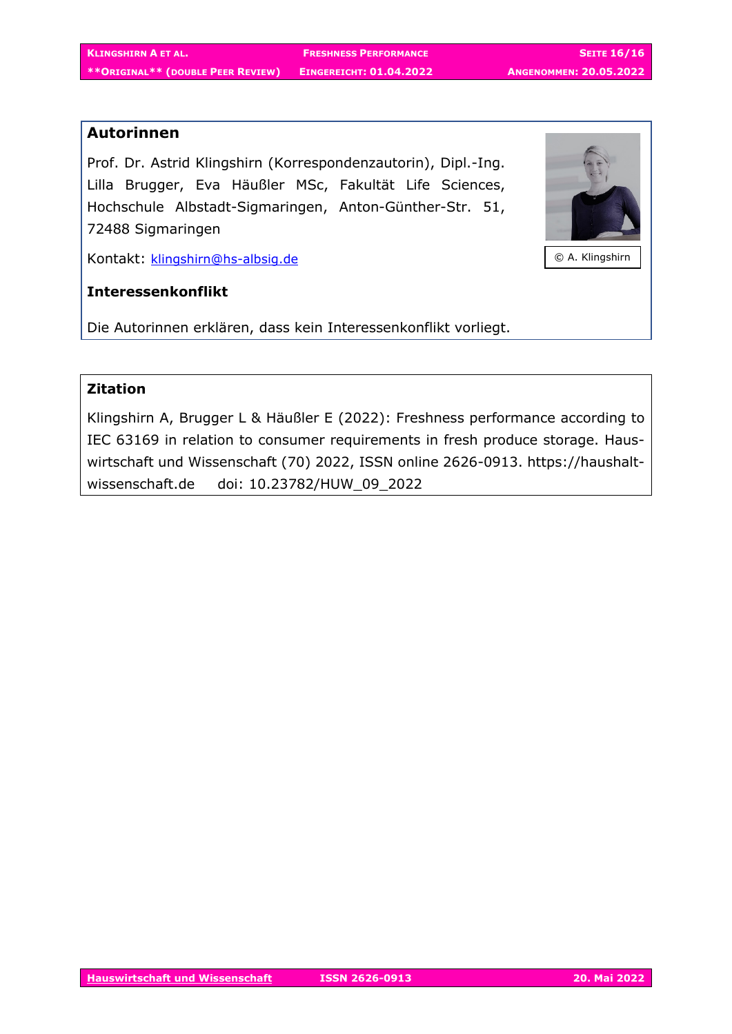## Autorinnen

Prof. Dr. Astrid Klingshirn (Korrespondenzautorin), Dipl.-Ing. Lilla Brugger, Eva Häußler MSc, Fakultät Life Sciences, Hochschule Albstadt-Sigmaringen, Anton-Günther-Str. 51, 72488 Sigmaringen

Kontakt: klingshirn@hs-albsig.de

© A. Klingshirn

### Interessenkonflikt

Die Autorinnen erklären, dass kein Interessenkonflikt vorliegt.

## Zitation

Klingshirn A, Brugger L & Häußler E (2022): Freshness performance according to IEC 63169 in relation to consumer requirements in fresh produce storage. Hauswirtschaft und Wissenschaft (70) 2022, ISSN online 2626-0913. https://haushalt-wissenschaft.de doi: 10.23782/HUW_09_2022